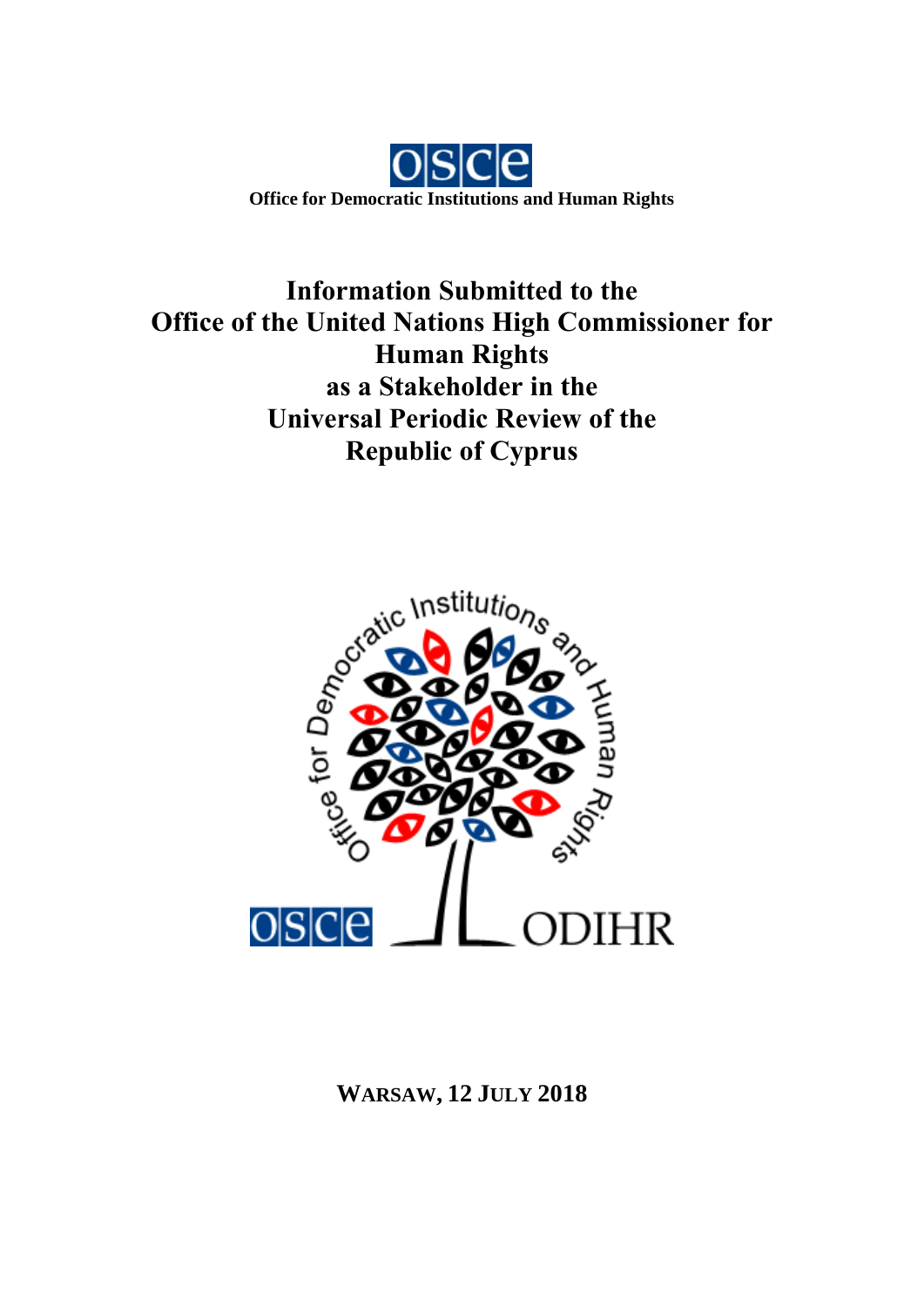**Office for Democratic Institutions and Human Rights**

# Information Submitted to the Office of the United Nations High Commissioner for Human Rights as a Stakeholder in the Universal Periodic Review of the Republic of Cyprus

**WARSAW, 12 JULY 2018**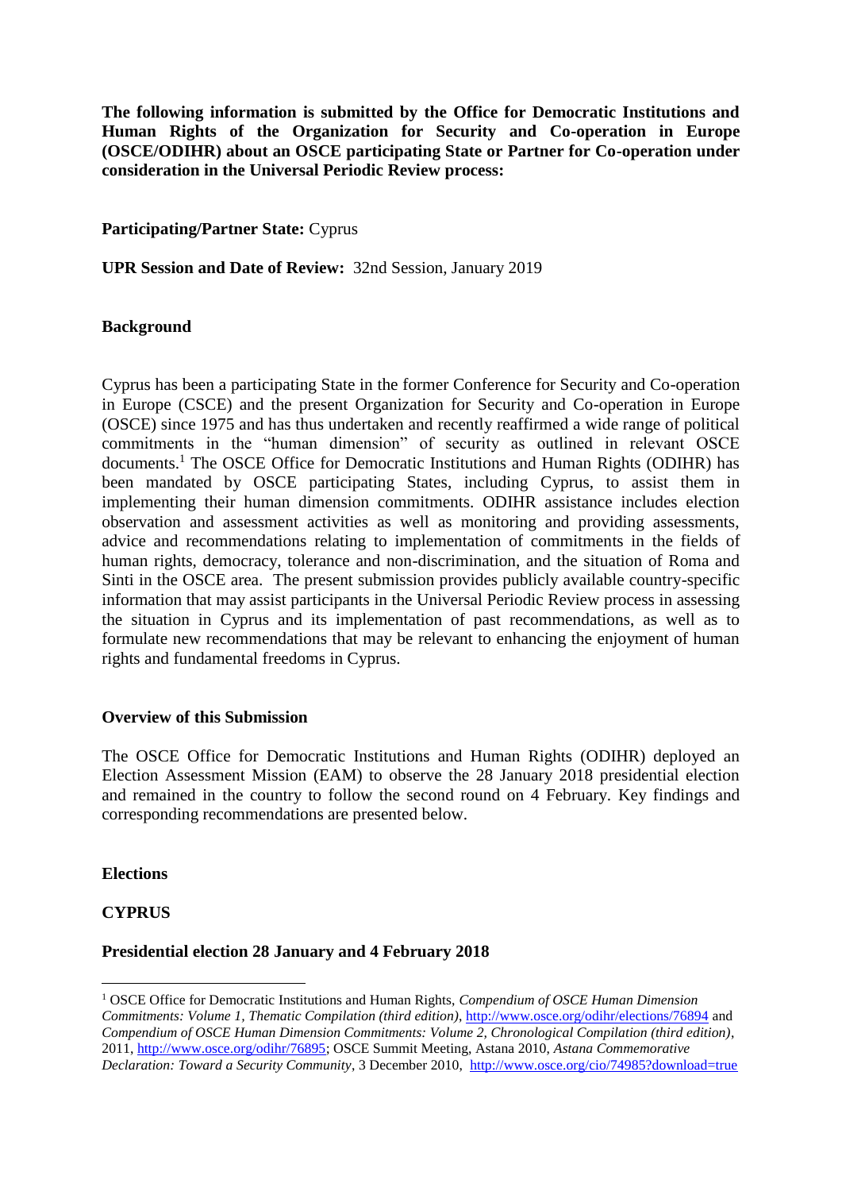**The following information is submitted by the Office for Democratic Institutions and Human Rights of the Organization for Security and Co-operation in Europe (OSCE/ODIHR) about an OSCE participating State or Partner for Co-operation under consideration in the Universal Periodic Review process:**

**Participating/Partner State:** Cyprus

**UPR Session and Date of Review:** 32nd Session, January 2019

**Background**

Cyprus has been a participating State in the former Conference for Security and Co-operation in Europe (CSCE) and the present Organization for Security and Co-operation in Europe (OSCE) since 1975 and has thus undertaken and recently reaffirmed a wide range of political commitments in the "human dimension" of security as outlined in relevant OSCE documents.[1] The OSCE Office for Democratic Institutions and Human Rights (ODIHR) has been mandated by OSCE participating States, including Cyprus, to assist them in implementing their human dimension commitments. ODIHR assistance includes election observation and assessment activities as well as monitoring and providing assessments, advice and recommendations relating to implementation of commitments in the fields of human rights, democracy, tolerance and non-discrimination, and the situation of Roma and Sinti in the OSCE area. The present submission provides publicly available country-specific information that may assist participants in the Universal Periodic Review process in assessing the situation in Cyprus and its implementation of past recommendations, as well as to formulate new recommendations that may be relevant to enhancing the enjoyment of human rights and fundamental freedoms in Cyprus.

**Overview of this Submission**

The OSCE Office for Democratic Institutions and Human Rights (ODIHR) deployed an Election Assessment Mission (EAM) to observe the 28 January 2018 presidential election and remained in the country to follow the second round on 4 February. Key findings and corresponding recommendations are presented below.

**Elections**

**CYPRUS**

**Presidential election 28 January and 4 February 2018**

[1] OSCE Office for Democratic Institutions and Human Rights, *Compendium of OSCE Human Dimension Commitments: Volume 1, Thematic Compilation (third edition)*, http://www.osce.org/odihr/elections/76894 and *Compendium of OSCE Human Dimension Commitments: Volume 2, Chronological Compilation (third edition)*, 2011, http://www.osce.org/odihr/76895; OSCE Summit Meeting, Astana 2010, *Astana Commemorative Declaration: Toward a Security Community*, 3 December 2010, http://www.osce.org/cio/74985?download=true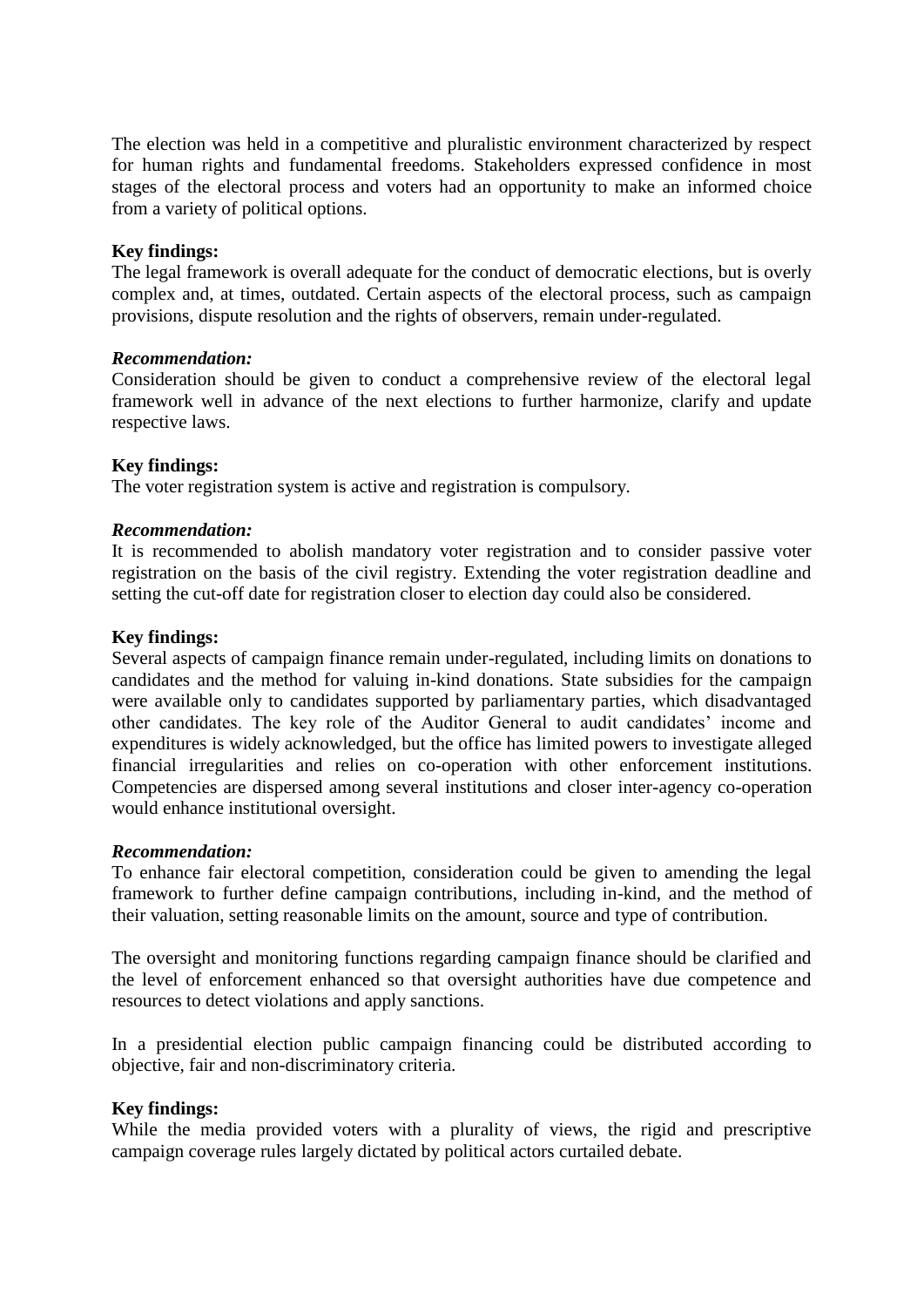The election was held in a competitive and pluralistic environment characterized by respect for human rights and fundamental freedoms. Stakeholders expressed confidence in most stages of the electoral process and voters had an opportunity to make an informed choice from a variety of political options.

**Key findings:**
The legal framework is overall adequate for the conduct of democratic elections, but is overly complex and, at times, outdated. Certain aspects of the electoral process, such as campaign provisions, dispute resolution and the rights of observers, remain under-regulated.

***Recommendation:***
Consideration should be given to conduct a comprehensive review of the electoral legal framework well in advance of the next elections to further harmonize, clarify and update respective laws.

**Key findings:**
The voter registration system is active and registration is compulsory.

***Recommendation:***
It is recommended to abolish mandatory voter registration and to consider passive voter registration on the basis of the civil registry. Extending the voter registration deadline and setting the cut-off date for registration closer to election day could also be considered.

**Key findings:**
Several aspects of campaign finance remain under-regulated, including limits on donations to candidates and the method for valuing in-kind donations. State subsidies for the campaign were available only to candidates supported by parliamentary parties, which disadvantaged other candidates. The key role of the Auditor General to audit candidates' income and expenditures is widely acknowledged, but the office has limited powers to investigate alleged financial irregularities and relies on co-operation with other enforcement institutions. Competencies are dispersed among several institutions and closer inter-agency co-operation would enhance institutional oversight.

***Recommendation:***
To enhance fair electoral competition, consideration could be given to amending the legal framework to further define campaign contributions, including in-kind, and the method of their valuation, setting reasonable limits on the amount, source and type of contribution.

The oversight and monitoring functions regarding campaign finance should be clarified and the level of enforcement enhanced so that oversight authorities have due competence and resources to detect violations and apply sanctions.

In a presidential election public campaign financing could be distributed according to objective, fair and non-discriminatory criteria.

**Key findings:**
While the media provided voters with a plurality of views, the rigid and prescriptive campaign coverage rules largely dictated by political actors curtailed debate.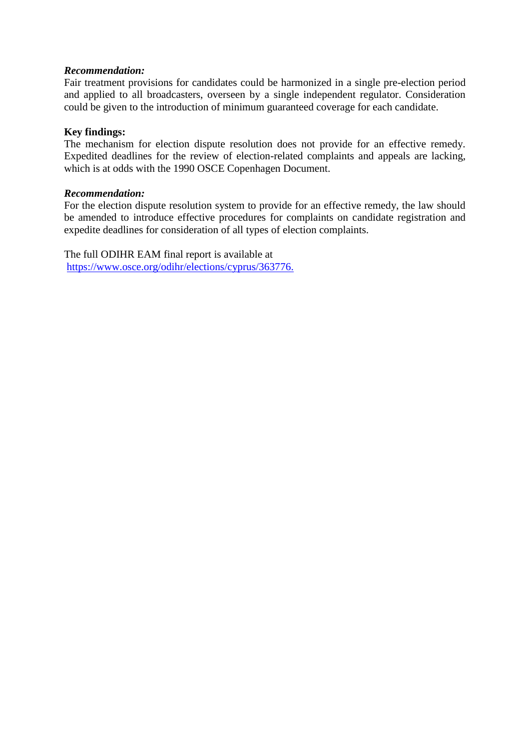***Recommendation:***
Fair treatment provisions for candidates could be harmonized in a single pre-election period and applied to all broadcasters, overseen by a single independent regulator. Consideration could be given to the introduction of minimum guaranteed coverage for each candidate.

**Key findings:**
The mechanism for election dispute resolution does not provide for an effective remedy. Expedited deadlines for the review of election-related complaints and appeals are lacking, which is at odds with the 1990 OSCE Copenhagen Document.

***Recommendation:***
For the election dispute resolution system to provide for an effective remedy, the law should be amended to introduce effective procedures for complaints on candidate registration and expedite deadlines for consideration of all types of election complaints.

The full ODIHR EAM final report is available at
[https://www.osce.org/odihr/elections/cyprus/363776.](https://www.osce.org/odihr/elections/cyprus/363776)